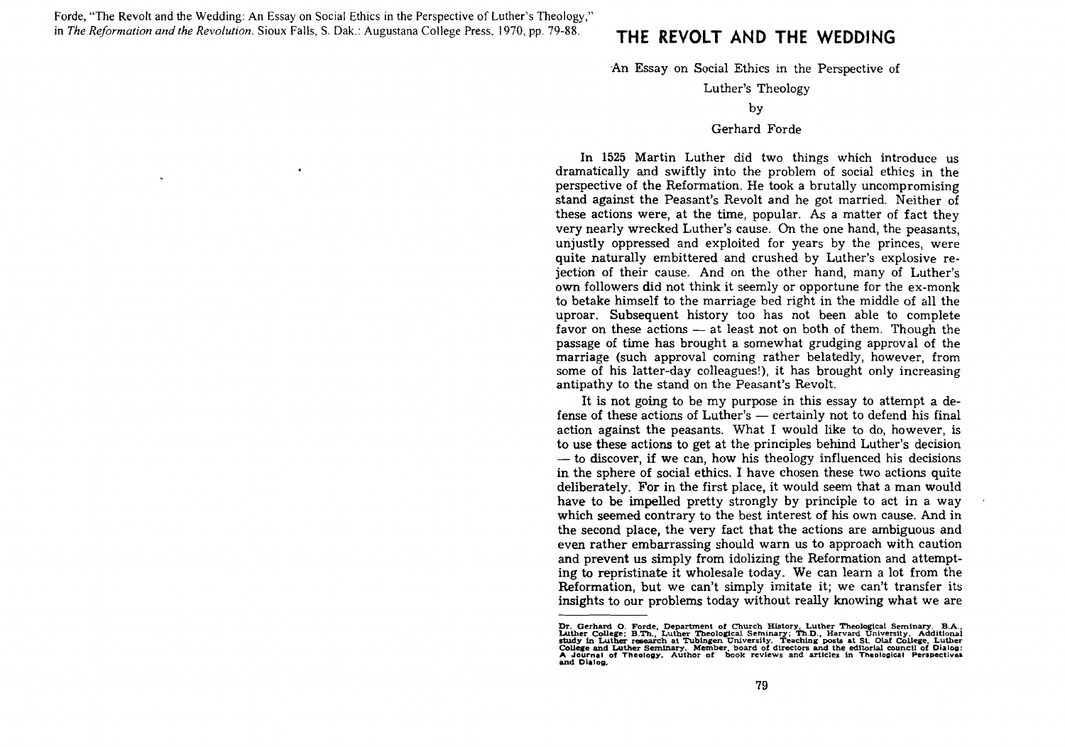Forde, "The Revolt and the Wedding: An Essay on Social Ethics in the Perspective of Luther's Theology," in *The Reformation and the Revolution*. Sioux Falls, S. Dak.: Augustana College Press, 1970, pp. 79-88.

# THE REVOLT AND THE WEDDING

An Essay on Social Ethics in the Perspective of Luther's Theology

by

Gerhard Forde

In 1525 Martin Luther did two things which introduce us dramatically and swiftly into the problem of social ethics in the perspective of the Reformation. He took a brutally uncompromising stand against the Peasant's Revolt and he got married. Neither of these actions were, at the time, popular. As a matter of fact they very nearly wrecked Luther's cause. On the one hand, the peasants, unjustly oppressed and exploited for years by the princes, were quite naturally embittered and crushed by Luther's explosive rejection of their cause. And on the other hand, many of Luther's own followers did not think it seemly or opportune for the ex-monk to betake himself to the marriage bed right in the middle of all the uproar. Subsequent history too has not been able to complete favor on these actions — at least not on both of them. Though the passage of time has brought a somewhat grudging approval of the marriage (such approval coming rather belatedly, however, from some of his latter-day colleagues!), it has brought only increasing antipathy to the stand on the Peasant's Revolt.

It is not going to be my purpose in this essay to attempt a defense of these actions of Luther's — certainly not to defend his final action against the peasants. What I would like to do, however, is to use these actions to get at the principles behind Luther's decision — to discover, if we can, how his theology influenced his decisions in the sphere of social ethics. I have chosen these two actions quite deliberately. For in the first place, it would seem that a man would have to be impelled pretty strongly by principle to act in a way which seemed contrary to the best interest of his own cause. And in the second place, the very fact that the actions are ambiguous and even rather embarrassing should warn us to approach with caution and prevent us simply from idolizing the Reformation and attempting to repristinate it wholesale today. We can learn a lot from the Reformation, but we can't simply imitate it; we can't transfer its insights to our problems today without really knowing what we are

---

Dr. Gerhard O. Forde, Department of Church History, Luther Theological Seminary. B.A., Luther College; B.Th., Luther Theological Seminary; Th.D., Harvard University. Additional study in Luther research at Tubingen University. Teaching posts at St. Olaf College, Luther College and Luther Seminary. Member, board of directors and the editorial council of Dialog: A Journal of Theology. Author of book reviews and articles in Theological Perspectives and Dialog.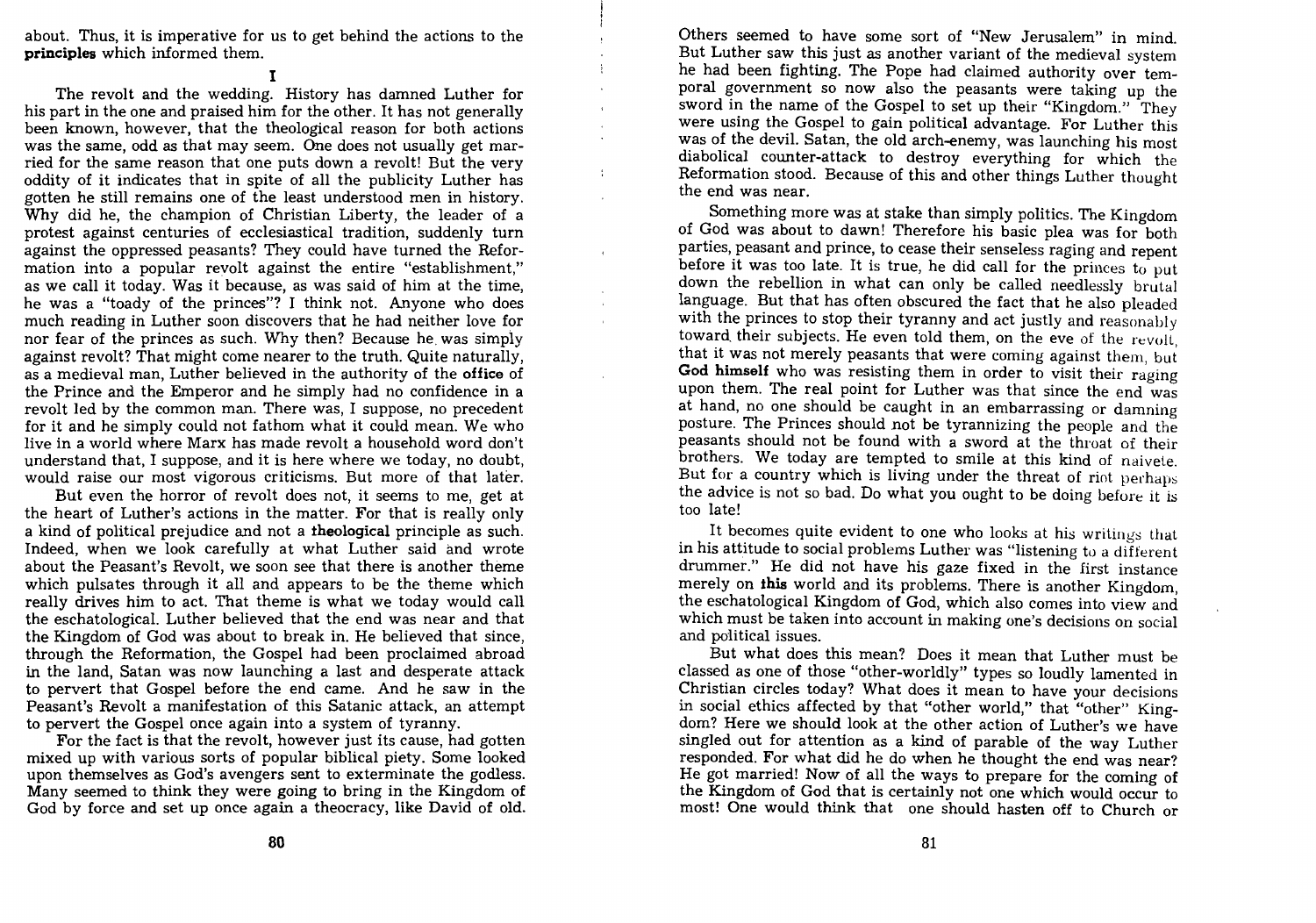about. Thus, it is imperative for us to get behind the actions to the **principles** which informed them.

I

The revolt and the wedding. History has damned Luther for his part in the one and praised him for the other. It has not generally been known, however, that the theological reason for both actions was the same, odd as that may seem. One does not usually get married for the same reason that one puts down a revolt! But the very oddity of it indicates that in spite of all the publicity Luther has gotten he still remains one of the least understood men in history. Why did he, the champion of Christian Liberty, the leader of a protest against centuries of ecclesiastical tradition, suddenly turn against the oppressed peasants? They could have turned the Reformation into a popular revolt against the entire "establishment," as we call it today. Was it because, as was said of him at the time, he was a "toady of the princes"? I think not. Anyone who does much reading in Luther soon discovers that he had neither love for nor fear of the princes as such. Why then? Because he was simply against revolt? That might come nearer to the truth. Quite naturally, as a medieval man, Luther believed in the authority of the **office** of the Prince and the Emperor and he simply had no confidence in a revolt led by the common man. There was, I suppose, no precedent for it and he simply could not fathom what it could mean. We who live in a world where Marx has made revolt a household word don't understand that, I suppose, and it is here where we today, no doubt, would raise our most vigorous criticisms. But more of that later.

But even the horror of revolt does not, it seems to me, get at the heart of Luther's actions in the matter. For that is really only a kind of political prejudice and not a **theological** principle as such. Indeed, when we look carefully at what Luther said and wrote about the Peasant's Revolt, we soon see that there is another theme which pulsates through it all and appears to be the theme which really drives him to act. That theme is what we today would call the eschatological. Luther believed that the end was near and that the Kingdom of God was about to break in. He believed that since, through the Reformation, the Gospel had been proclaimed abroad in the land, Satan was now launching a last and desperate attack to pervert that Gospel before the end came. And he saw in the Peasant's Revolt a manifestation of this Satanic attack, an attempt to pervert the Gospel once again into a system of tyranny.

For the fact is that the revolt, however just its cause, had gotten mixed up with various sorts of popular biblical piety. Some looked upon themselves as God's avengers sent to exterminate the godless. Many seemed to think they were going to bring in the Kingdom of God by force and set up once again a theocracy, like David of old. Others seemed to have some sort of "New Jerusalem" in mind. But Luther saw this just as another variant of the medieval system he had been fighting. The Pope had claimed authority over temporal government so now also the peasants were taking up the sword in the name of the Gospel to set up their "Kingdom." They were using the Gospel to gain political advantage. For Luther this was of the devil. Satan, the old arch-enemy, was launching his most diabolical counter-attack to destroy everything for which the Reformation stood. Because of this and other things Luther thought the end was near.

Something more was at stake than simply politics. The Kingdom of God was about to dawn! Therefore his basic plea was for both parties, peasant and prince, to cease their senseless raging and repent before it was too late. It is true, he did call for the princes to put down the rebellion in what can only be called needlessly brutal language. But that has often obscured the fact that he also pleaded with the princes to stop their tyranny and act justly and reasonably toward their subjects. He even told them, on the eve of the revolt, that it was not merely peasants that were coming against them, but **God himself** who was resisting them in order to visit their raging upon them. The real point for Luther was that since the end was at hand, no one should be caught in an embarrassing or damning posture. The Princes should not be tyrannizing the people and the peasants should not be found with a sword at the throat of their brothers. We today are tempted to smile at this kind of naivete. But for a country which is living under the threat of riot perhaps the advice is not so bad. Do what you ought to be doing before it is too late!

It becomes quite evident to one who looks at his writings that in his attitude to social problems Luther was "listening to a different drummer." He did not have his gaze fixed in the first instance merely on **this** world and its problems. There is another Kingdom, the eschatological Kingdom of God, which also comes into view and which must be taken into account in making one's decisions on social and political issues.

But what does this mean? Does it mean that Luther must be classed as one of those "other-worldly" types so loudly lamented in Christian circles today? What does it mean to have your decisions in social ethics affected by that "other world," that "other" Kingdom? Here we should look at the other action of Luther's we have singled out for attention as a kind of parable of the way Luther responded. For what did he do when he thought the end was near? He got married! Now of all the ways to prepare for the coming of the Kingdom of God that is certainly not one which would occur to most! One would think that one should hasten off to Church or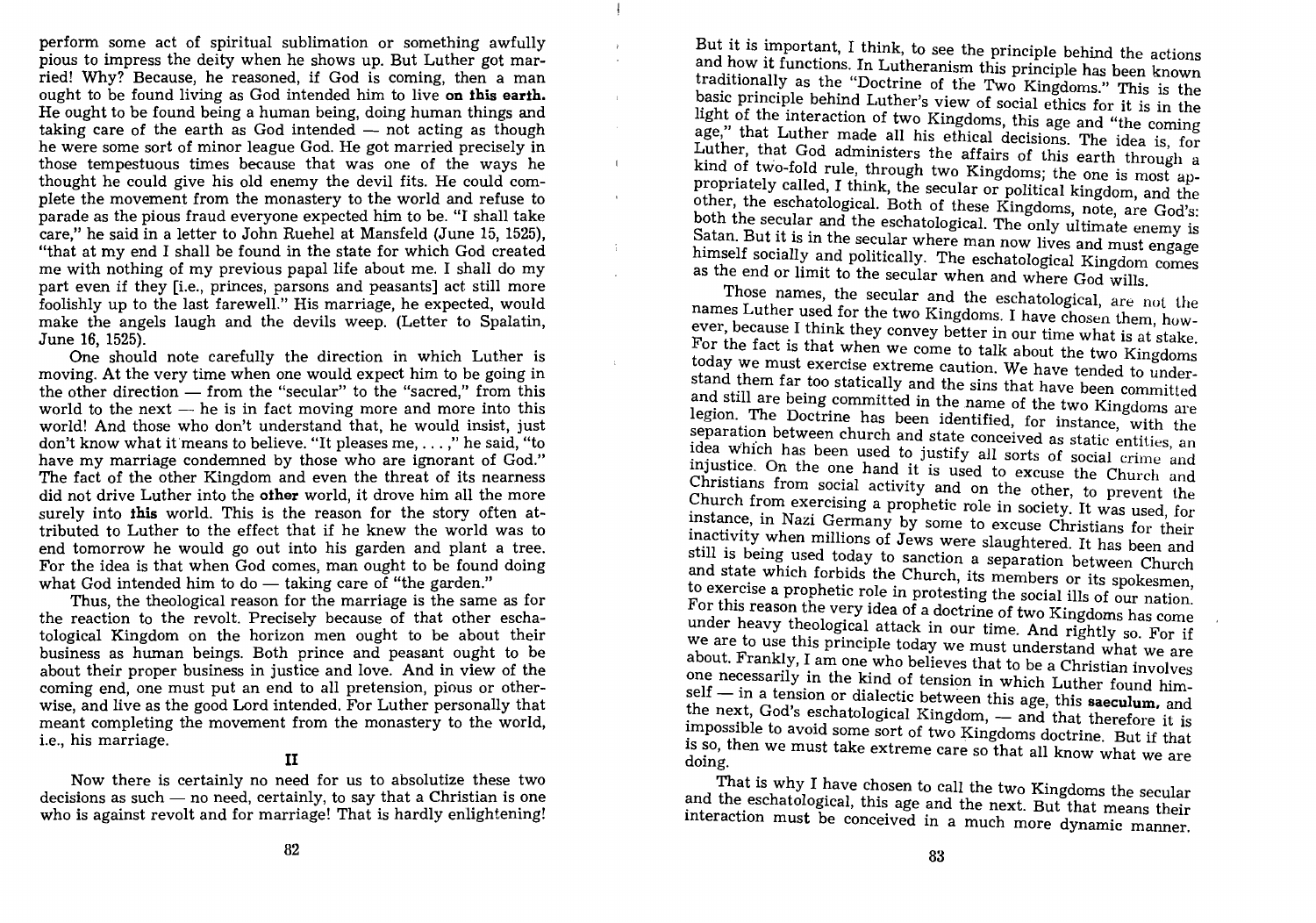perform some act of spiritual sublimation or something awfully pious to impress the deity when he shows up. But Luther got married! Why? Because, he reasoned, if God is coming, then a man ought to be found living as God intended him to live **on this earth.** He ought to be found being a human being, doing human things and taking care of the earth as God intended — not acting as though he were some sort of minor league God. He got married precisely in those tempestuous times because that was one of the ways he thought he could give his old enemy the devil fits. He could complete the movement from the monastery to the world and refuse to parade as the pious fraud everyone expected him to be. "I shall take care," he said in a letter to John Ruehel at Mansfeld (June 15, 1525), "that at my end I shall be found in the state for which God created me with nothing of my previous papal life about me. I shall do my part even if they [i.e., princes, parsons and peasants] act still more foolishly up to the last farewell." His marriage, he expected, would make the angels laugh and the devils weep. (Letter to Spalatin, June 16, 1525).

One should note carefully the direction in which Luther is moving. At the very time when one would expect him to be going in the other direction — from the "secular" to the "sacred," from this world to the next — he is in fact moving more and more into this world! And those who don't understand that, he would insist, just don't know what it means to believe. "It pleases me, . . . ," he said, "to have my marriage condemned by those who are ignorant of God." The fact of the other Kingdom and even the threat of its nearness did not drive Luther into the **other** world, it drove him all the more surely into **this** world. This is the reason for the story often attributed to Luther to the effect that if he knew the world was to end tomorrow he would go out into his garden and plant a tree. For the idea is that when God comes, man ought to be found doing what God intended him to do — taking care of "the garden."

Thus, the theological reason for the marriage is the same as for the reaction to the revolt. Precisely because of that other eschatological Kingdom on the horizon men ought to be about their business as human beings. Both prince and peasant ought to be about their proper business in justice and love. And in view of the coming end, one must put an end to all pretension, pious or otherwise, and live as the good Lord intended. For Luther personally that meant completing the movement from the monastery to the world, i.e., his marriage.

## II

Now there is certainly no need for us to absolutize these two decisions as such — no need, certainly, to say that a Christian is one who is against revolt and for marriage! That is hardly enlightening! But it is important, I think, to see the principle behind the actions and how it functions. In Lutheranism this principle has been known traditionally as the "Doctrine of the Two Kingdoms." This is the basic principle behind Luther's view of social ethics for it is in the light of the interaction of two Kingdoms, this age and "the coming age," that Luther made all his ethical decisions. The idea is, for Luther, that God administers the affairs of this earth through a kind of two-fold rule, through two Kingdoms; the one is most appropriately called, I think, the secular or political kingdom, and the other, the eschatological. Both of these Kingdoms, note, are God's: both the secular and the eschatological. The only ultimate enemy is Satan. But it is in the secular where man now lives and must engage himself socially and politically. The eschatological Kingdom comes as the end or limit to the secular when and where God wills.

Those names, the secular and the eschatological, are not the names Luther used for the two Kingdoms. I have chosen them, however, because I think they convey better in our time what is at stake. For the fact is that when we come to talk about the two Kingdoms today we must exercise extreme caution. We have tended to understand them far too statically and the sins that have been committed and still are being committed in the name of the two Kingdoms are legion. The Doctrine has been identified, for instance, with the separation between church and state conceived as static entities, an idea which has been used to justify all sorts of social crime and injustice. On the one hand it is used to excuse the Church and Christians from social activity and on the other, to prevent the Church from exercising a prophetic role in society. It was used, for instance, in Nazi Germany by some to excuse Christians for their inactivity when millions of Jews were slaughtered. It has been and still is being used today to sanction a separation between Church and state which forbids the Church, its members or its spokesmen, to exercise a prophetic role in protesting the social ills of our nation. For this reason the very idea of a doctrine of two Kingdoms has come under heavy theological attack in our time. And rightly so. For if we are to use this principle today we must understand what we are about. Frankly, I am one who believes that to be a Christian involves one necessarily in the kind of tension in which Luther found himself — in a tension or dialectic between this age, this **saeculum**, and the next, God's eschatological Kingdom, — and that therefore it is impossible to avoid some sort of two Kingdoms doctrine. But if that is so, then we must take extreme care so that all know what we are doing.

That is why I have chosen to call the two Kingdoms the secular and the eschatological, this age and the next. But that means their interaction must be conceived in a much more dynamic manner.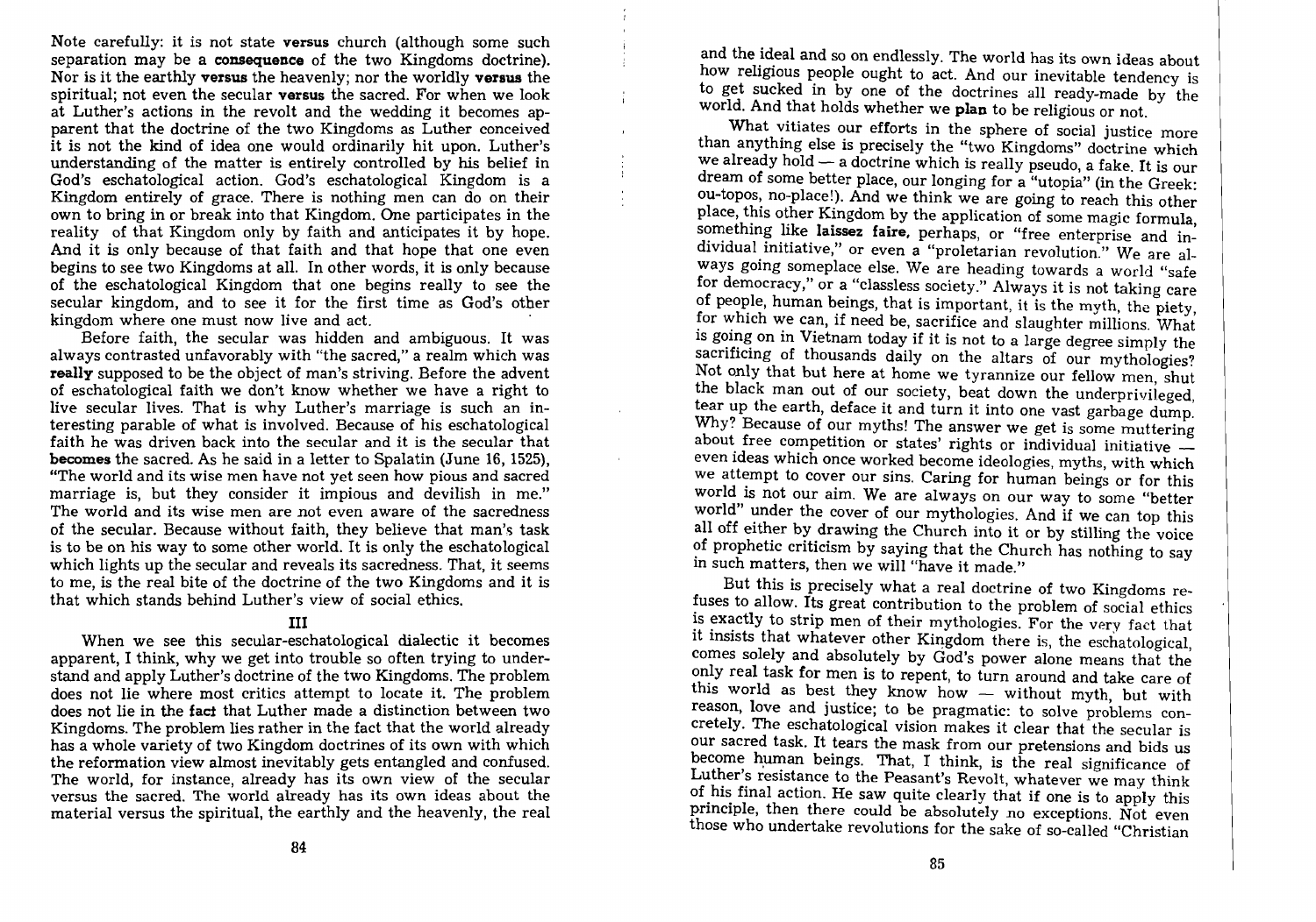Note carefully: it is not state **versus** church (although some such separation may be a **consequence** of the two Kingdoms doctrine). Nor is it the earthly **versus** the heavenly; nor the worldly **versus** the spiritual; not even the secular **versus** the sacred. For when we look at Luther's actions in the revolt and the wedding it becomes apparent that the doctrine of the two Kingdoms as Luther conceived it is not the kind of idea one would ordinarily hit upon. Luther's understanding of the matter is entirely controlled by his belief in God's eschatological action. God's eschatological Kingdom is a Kingdom entirely of grace. There is nothing men can do on their own to bring in or break into that Kingdom. One participates in the reality of that Kingdom only by faith and anticipates it by hope. And it is only because of that faith and that hope that one even begins to see two Kingdoms at all. In other words, it is only because of the eschatological Kingdom that one begins really to see the secular kingdom, and to see it for the first time as God's other kingdom where one must now live and act.

Before faith, the secular was hidden and ambiguous. It was always contrasted unfavorably with "the sacred," a realm which was **really** supposed to be the object of man's striving. Before the advent of eschatological faith we don't know whether we have a right to live secular lives. That is why Luther's marriage is such an interesting parable of what is involved. Because of his eschatological faith he was driven back into the secular and it is the secular that **becomes** the sacred. As he said in a letter to Spalatin (June 16, 1525), "The world and its wise men have not yet seen how pious and sacred marriage is, but they consider it impious and devilish in me." The world and its wise men are not even aware of the sacredness of the secular. Because without faith, they believe that man's task is to be on his way to some other world. It is only the eschatological which lights up the secular and reveals its sacredness. That, it seems to me, is the real bite of the doctrine of the two Kingdoms and it is that which stands behind Luther's view of social ethics.

## III

When we see this secular-eschatological dialectic it becomes apparent, I think, why we get into trouble so often trying to understand and apply Luther's doctrine of the two Kingdoms. The problem does not lie where most critics attempt to locate it. The problem does not lie in the **fact** that Luther made a distinction between two Kingdoms. The problem lies rather in the fact that the world already has a whole variety of two Kingdom doctrines of its own with which the reformation view almost inevitably gets entangled and confused. The world, for instance, already has its own view of the secular versus the sacred. The world already has its own ideas about the material versus the spiritual, the earthly and the heavenly, the real and the ideal and so on endlessly. The world has its own ideas about how religious people ought to act. And our inevitable tendency is to get sucked in by one of the doctrines all ready-made by the world. And that holds whether we **plan** to be religious or not.

What vitiates our efforts in the sphere of social justice more than anything else is precisely the "two Kingdoms" doctrine which we already hold — a doctrine which is really pseudo, a fake. It is our dream of some better place, our longing for a "utopia" (in the Greek: ou-topos, no-place!). And we think we are going to reach this other place, this other Kingdom by the application of some magic formula, something like **laissez faire**, perhaps, or "free enterprise and individual initiative," or even a "proletarian revolution." We are always going someplace else. We are heading towards a world "safe for democracy," or a "classless society." Always it is not taking care of people, human beings, that is important, it is the myth, the piety, for which we can, if need be, sacrifice and slaughter millions. What is going on in Vietnam today if it is not to a large degree simply the sacrificing of thousands daily on the altars of our mythologies? Not only that but here at home we tyrannize our fellow men, shut the black man out of our society, beat down the underprivileged, tear up the earth, deface it and turn it into one vast garbage dump. Why? Because of our myths! The answer we get is some muttering about free competition or states' rights or individual initiative — even ideas which once worked become ideologies, myths, with which we attempt to cover our sins. Caring for human beings or for this world is not our aim. We are always on our way to some "better world" under the cover of our mythologies. And if we can top this all off either by drawing the Church into it or by stilling the voice of prophetic criticism by saying that the Church has nothing to say in such matters, then we will "have it made."

But this is precisely what a real doctrine of two Kingdoms refuses to allow. Its great contribution to the problem of social ethics is exactly to strip men of their mythologies. For the very fact that it insists that whatever other Kingdom there is, the eschatological, comes solely and absolutely by God's power alone means that the only real task for men is to repent, to turn around and take care of this world as best they know how — without myth, but with reason, love and justice; to be pragmatic: to solve problems concretely. The eschatological vision makes it clear that the secular is our sacred task. It tears the mask from our pretensions and bids us become human beings. That, I think, is the real significance of Luther's resistance to the Peasant's Revolt, whatever we may think of his final action. He saw quite clearly that if one is to apply this principle, then there could be absolutely no exceptions. Not even those who undertake revolutions for the sake of so-called "Christian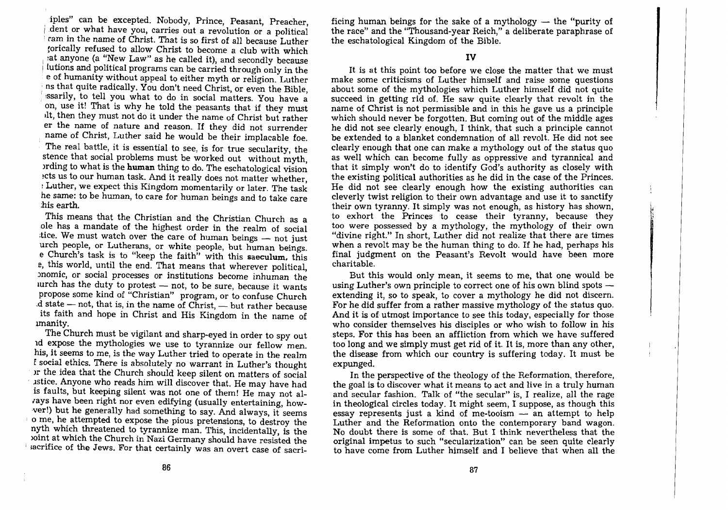iples" can be excepted. Nobody, Prince, Peasant, Preacher, dent or what have you, carries out a revolution or a political ram in the name of Christ. That is so first of all because Luther ;orically refused to allow Christ to become a club with which at anyone (a "New Law" as he called it), and secondly because lutions and political programs can be carried through only in the e of humanity without appeal to either myth or religion. Luther ns that quite radically. You don't need Christ, or even the Bible, ssarily, to tell you what to do in social matters. You have a on, use it! That is why he told the peasants that if they must ılt, then they must not do it under the name of Christ but rather er the name of nature and reason. If they did not surrender name of Christ, Luther said he would be their implacable foe.

The real battle, it is essential to see, is for true secularity, the stence that social problems must be worked out without myth, ording to what is the **human** thing to do. The eschatological vision ects us to our human task. And it really does not matter whether, Luther, we expect this Kingdom momentarily or later. The task he same: to be human, to care for human beings and to take care his earth.

This means that the Christian and the Christian Church as a ole has a mandate of the highest order in the realm of social tice. We must watch over the care of human beings — not just urch people, or Lutherans, or white people, but human beings. e Church's task is to "keep the faith" with this **saeculum**, this e, this world, until the end. That means that wherever political, onomic, or social processes or institutions become inhuman the urch has the duty to protest — not, to be sure, because it wants propose some kind of "Christian" program, or to confuse Church d state — not, that is, in the name of Christ, — but rather because its faith and hope in Christ and His Kingdom in the name of manity.

The Church must be vigilant and sharp-eyed in order to spy out d expose the mythologies we use to tyrannize our fellow men. his, it seems to me, is the way Luther tried to operate in the realm social ethics. There is absolutely no warrant in Luther's thought r the idea that the Church should keep silent on matters of social stice. Anyone who reads him will discover that. He may have had is faults, but keeping silent was not one of them! He may not always have been right nor even edifying (usually entertaining, however!) but he generally had something to say. And always, it seems o me, he attempted to expose the pious pretensions, to destroy the nyth which threatened to tyrannize man. This, incidentally, is the oint at which the Church in Nazi Germany should have resisted the sacrifice of the Jews. For that certainly was an overt case of sacrificing human beings for the sake of a mythology — the "purity of the race" and the "Thousand-year Reich," a deliberate paraphrase of the eschatological Kingdom of the Bible.

## IV

It is at this point too before we close the matter that we must make some criticisms of Luther himself and raise some questions about some of the mythologies which Luther himself did not quite succeed in getting rid of. He saw quite clearly that revolt in the name of Christ is not permissible and in this he gave us a principle which should never be forgotten. But coming out of the middle ages he did not see clearly enough, I think, that such a principle cannot be extended to a blanket condemnation of all revolt. He did not see clearly enough that one can make a mythology out of the status quo as well which can become fully as oppressive and tyrannical and that it simply won't do to identify God's authority as closely with the existing political authorities as he did in the case of the Princes. He did not see clearly enough how the existing authorities can cleverly twist religion to their own advantage and use it to sanctify their own tyranny. It simply was not enough, as history has shown, to exhort the Princes to cease their tyranny, because they too were possessed by a mythology, the mythology of their own "divine right." In short, Luther did not realize that there are times when a revolt may be the human thing to do. If he had, perhaps his final judgment on the Peasant's Revolt would have been more charitable.

But this would only mean, it seems to me, that one would be using Luther's own principle to correct one of his own blind spots — extending it, so to speak, to cover a mythology he did not discern. For he did suffer from a rather massive mythology of the status quo. And it is of utmost importance to see this today, especially for those who consider themselves his disciples or who wish to follow in his steps. For this has been an affliction from which we have suffered too long and we simply must get rid of it. It is, more than any other, the disease from which our country is suffering today. It must be expunged.

In the perspective of the theology of the Reformation, therefore, the goal is to discover what it means to act and live in a truly human and secular fashion. Talk of "the secular" is, I realize, all the rage in theological circles today. It might seem, I suppose, as though this essay represents just a kind of me-tooism — an attempt to help Luther and the Reformation onto the contemporary band wagon. No doubt there is some of that. But I think nevertheless that the original impetus to such "secularization" can be seen quite clearly to have come from Luther himself and I believe that when all the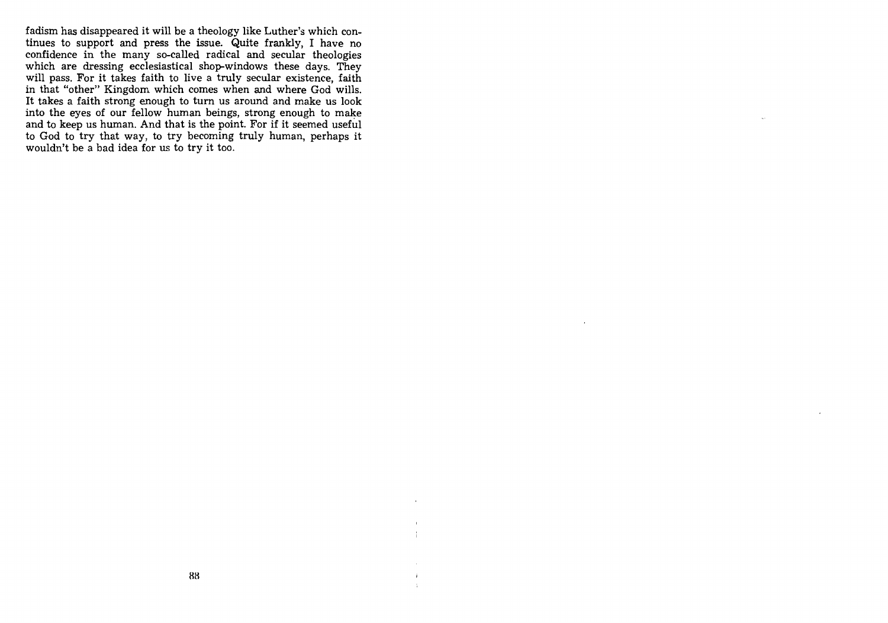fadism has disappeared it will be a theology like Luther's which continues to support and press the issue. Quite frankly, I have no confidence in the many so-called radical and secular theologies which are dressing ecclesiastical shop-windows these days. They will pass. For it takes faith to live a truly secular existence, faith in that "other" Kingdom which comes when and where God wills. It takes a faith strong enough to turn us around and make us look into the eyes of our fellow human beings, strong enough to make and to keep us human. And that is the point. For if it seemed useful to God to try that way, to try becoming truly human, perhaps it wouldn't be a bad idea for us to try it too.